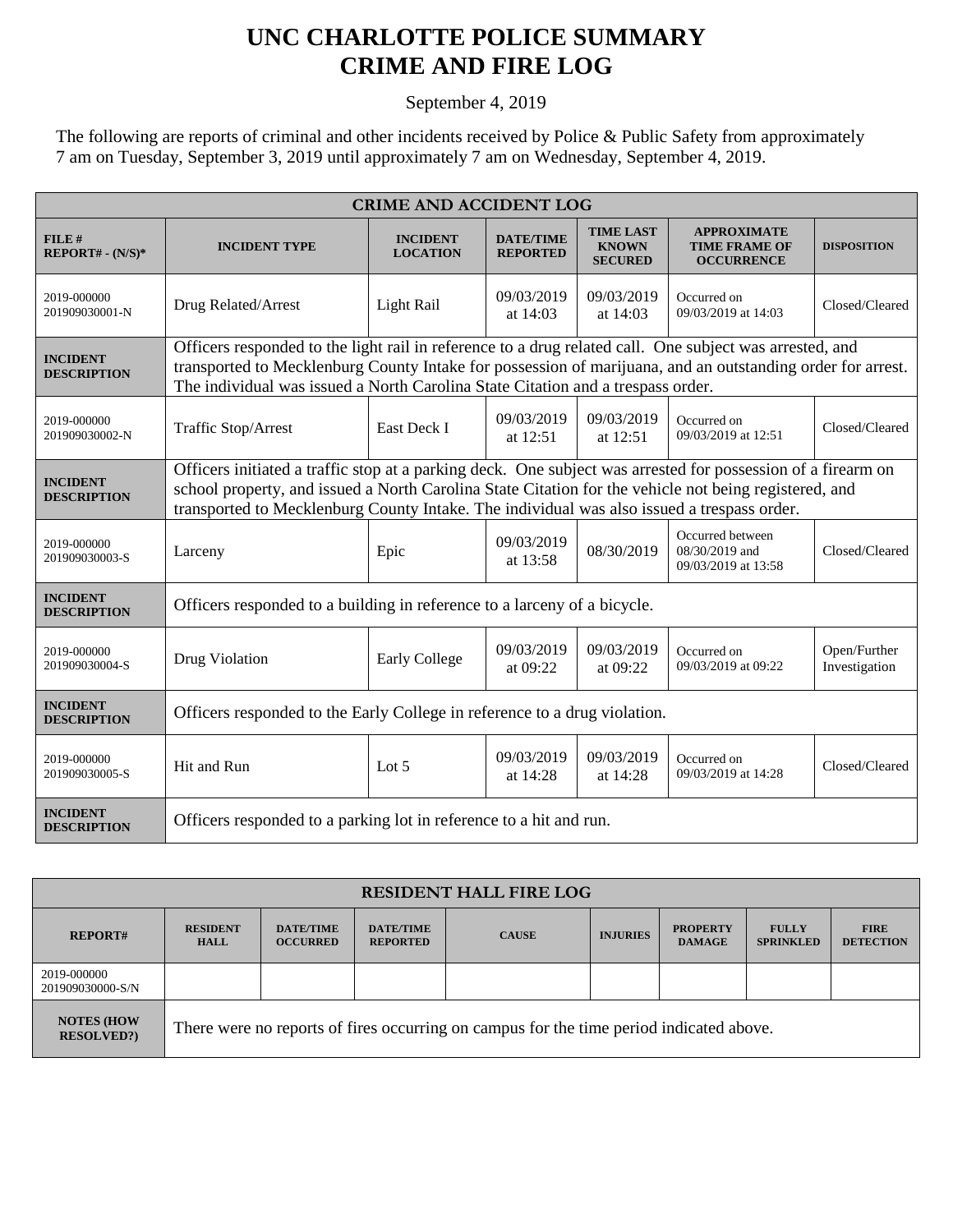# UNC CHARLOTTE POLICE SUMMARY
# CRIME AND FIRE LOG

September 4, 2019

The following are reports of criminal and other incidents received by Police & Public Safety from approximately 7 am on Tuesday, September 3, 2019 until approximately 7 am on Wednesday, September 4, 2019.

| CRIME AND ACCIDENT LOG | | | | | | |
|---|---|---|---|---|---|---|
| **FILE # REPORT# - (N/S)*** | **INCIDENT TYPE** | **INCIDENT LOCATION** | **DATE/TIME REPORTED** | **TIME LAST KNOWN SECURED** | **APPROXIMATE TIME FRAME OF OCCURRENCE** | **DISPOSITION** |
| 2019-000000 201909030001-N | Drug Related/Arrest | Light Rail | 09/03/2019 at 14:03 | 09/03/2019 at 14:03 | Occurred on 09/03/2019 at 14:03 | Closed/Cleared |
| **INCIDENT DESCRIPTION** | Officers responded to the light rail in reference to a drug related call. One subject was arrested, and transported to Mecklenburg County Intake for possession of marijuana, and an outstanding order for arrest. The individual was issued a North Carolina State Citation and a trespass order. | | | | | |
| 2019-000000 201909030002-N | Traffic Stop/Arrest | East Deck I | 09/03/2019 at 12:51 | 09/03/2019 at 12:51 | Occurred on 09/03/2019 at 12:51 | Closed/Cleared |
| **INCIDENT DESCRIPTION** | Officers initiated a traffic stop at a parking deck. One subject was arrested for possession of a firearm on school property, and issued a North Carolina State Citation for the vehicle not being registered, and transported to Mecklenburg County Intake. The individual was also issued a trespass order. | | | | | |
| 2019-000000 201909030003-S | Larceny | Epic | 09/03/2019 at 13:58 | 08/30/2019 | Occurred between 08/30/2019 and 09/03/2019 at 13:58 | Closed/Cleared |
| **INCIDENT DESCRIPTION** | Officers responded to a building in reference to a larceny of a bicycle. | | | | | |
| 2019-000000 201909030004-S | Drug Violation | Early College | 09/03/2019 at 09:22 | 09/03/2019 at 09:22 | Occurred on 09/03/2019 at 09:22 | Open/Further Investigation |
| **INCIDENT DESCRIPTION** | Officers responded to the Early College in reference to a drug violation. | | | | | |
| 2019-000000 201909030005-S | Hit and Run | Lot 5 | 09/03/2019 at 14:28 | 09/03/2019 at 14:28 | Occurred on 09/03/2019 at 14:28 | Closed/Cleared |
| **INCIDENT DESCRIPTION** | Officers responded to a parking lot in reference to a hit and run. | | | | | |

| RESIDENT HALL FIRE LOG | | | | | | | | |
|---|---|---|---|---|---|---|---|---|
| **REPORT#** | **RESIDENT HALL** | **DATE/TIME OCCURRED** | **DATE/TIME REPORTED** | **CAUSE** | **INJURIES** | **PROPERTY DAMAGE** | **FULLY SPRINKLED** | **FIRE DETECTION** |
| 2019-000000 201909030000-S/N | | | | | | | | |
| **NOTES (HOW RESOLVED?)** | There were no reports of fires occurring on campus for the time period indicated above. | | | | | | | |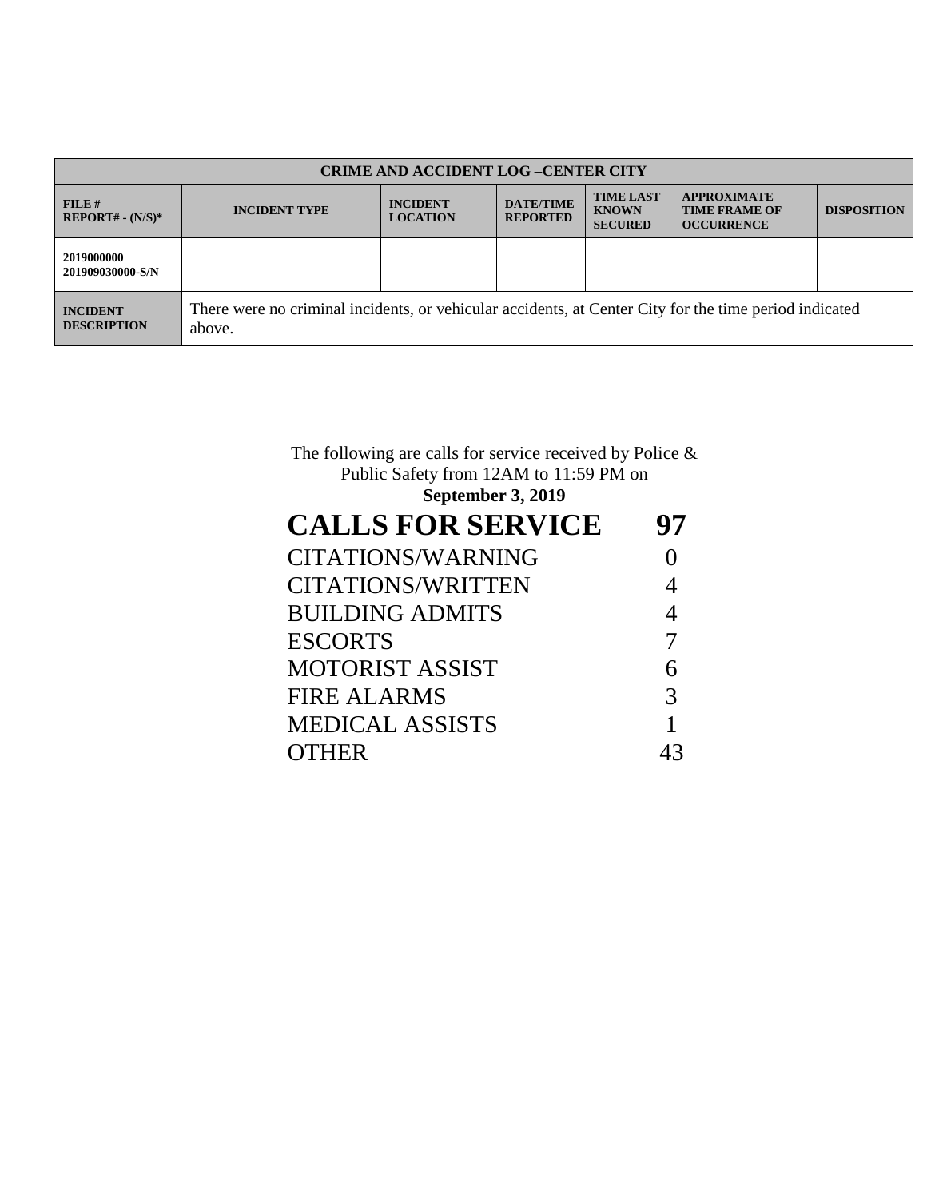| CRIME AND ACCIDENT LOG –CENTER CITY | | | | | | |
|---|---|---|---|---|---|---|
| **FILE # REPORT# - (N/S)*** | **INCIDENT TYPE** | **INCIDENT LOCATION** | **DATE/TIME REPORTED** | **TIME LAST KNOWN SECURED** | **APPROXIMATE TIME FRAME OF OCCURRENCE** | **DISPOSITION** |
| **2019000000 201909030000-S/N** | | | | | | |
| **INCIDENT DESCRIPTION** | There were no criminal incidents, or vehicular accidents, at Center City for the time period indicated above. | | | | | |

The following are calls for service received by Police & Public Safety from 12AM to 11:59 PM on
**September 3, 2019**

| | |
|---|---|
| **CALLS FOR SERVICE** | **97** |
| CITATIONS/WARNING | 0 |
| CITATIONS/WRITTEN | 4 |
| BUILDING ADMITS | 4 |
| ESCORTS | 7 |
| MOTORIST ASSIST | 6 |
| FIRE ALARMS | 3 |
| MEDICAL ASSISTS | 1 |
| OTHER | 43 |